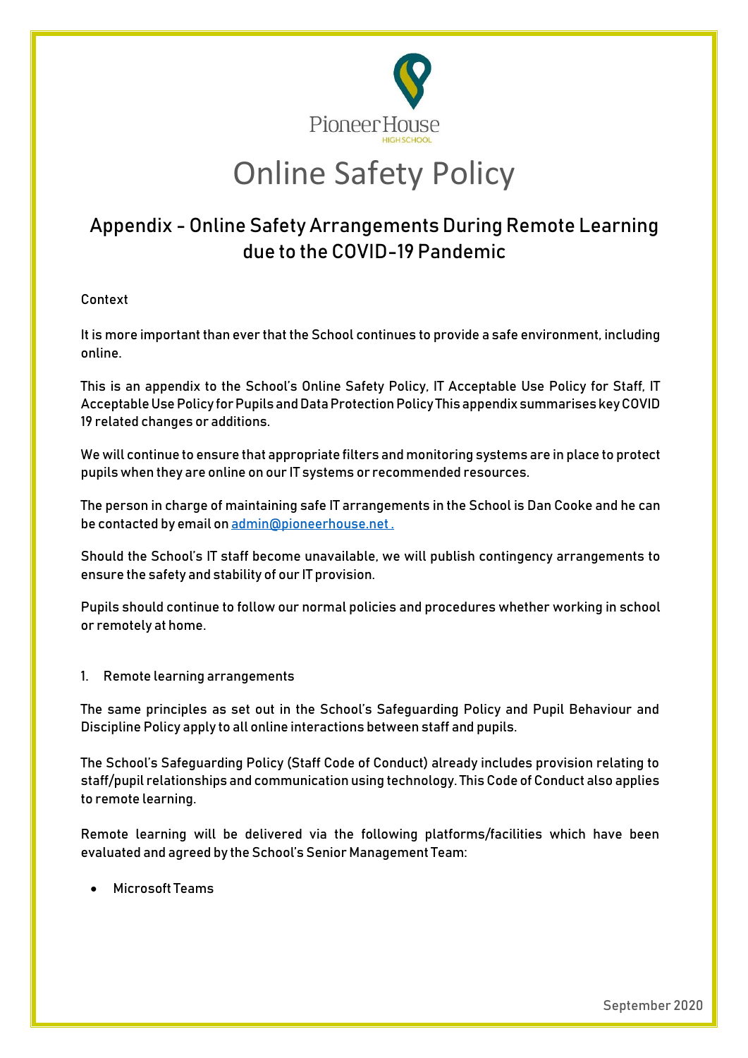Pioneer House
HIGH SCHOOL

# Online Safety Policy

## Appendix - Online Safety Arrangements During Remote Learning due to the COVID-19 Pandemic

Context

It is more important than ever that the School continues to provide a safe environment, including online.

This is an appendix to the School's Online Safety Policy, IT Acceptable Use Policy for Staff, IT Acceptable Use Policy for Pupils and Data Protection Policy This appendix summarises key COVID 19 related changes or additions.

We will continue to ensure that appropriate filters and monitoring systems are in place to protect pupils when they are online on our IT systems or recommended resources.

The person in charge of maintaining safe IT arrangements in the School is Dan Cooke and he can be contacted by email on admin@pioneerhouse.net .

Should the School's IT staff become unavailable, we will publish contingency arrangements to ensure the safety and stability of our IT provision.

Pupils should continue to follow our normal policies and procedures whether working in school or remotely at home.

1. Remote learning arrangements

The same principles as set out in the School's Safeguarding Policy and Pupil Behaviour and Discipline Policy apply to all online interactions between staff and pupils.

The School's Safeguarding Policy (Staff Code of Conduct) already includes provision relating to staff/pupil relationships and communication using technology. This Code of Conduct also applies to remote learning.

Remote learning will be delivered via the following platforms/facilities which have been evaluated and agreed by the School's Senior Management Team:

- Microsoft Teams

September 2020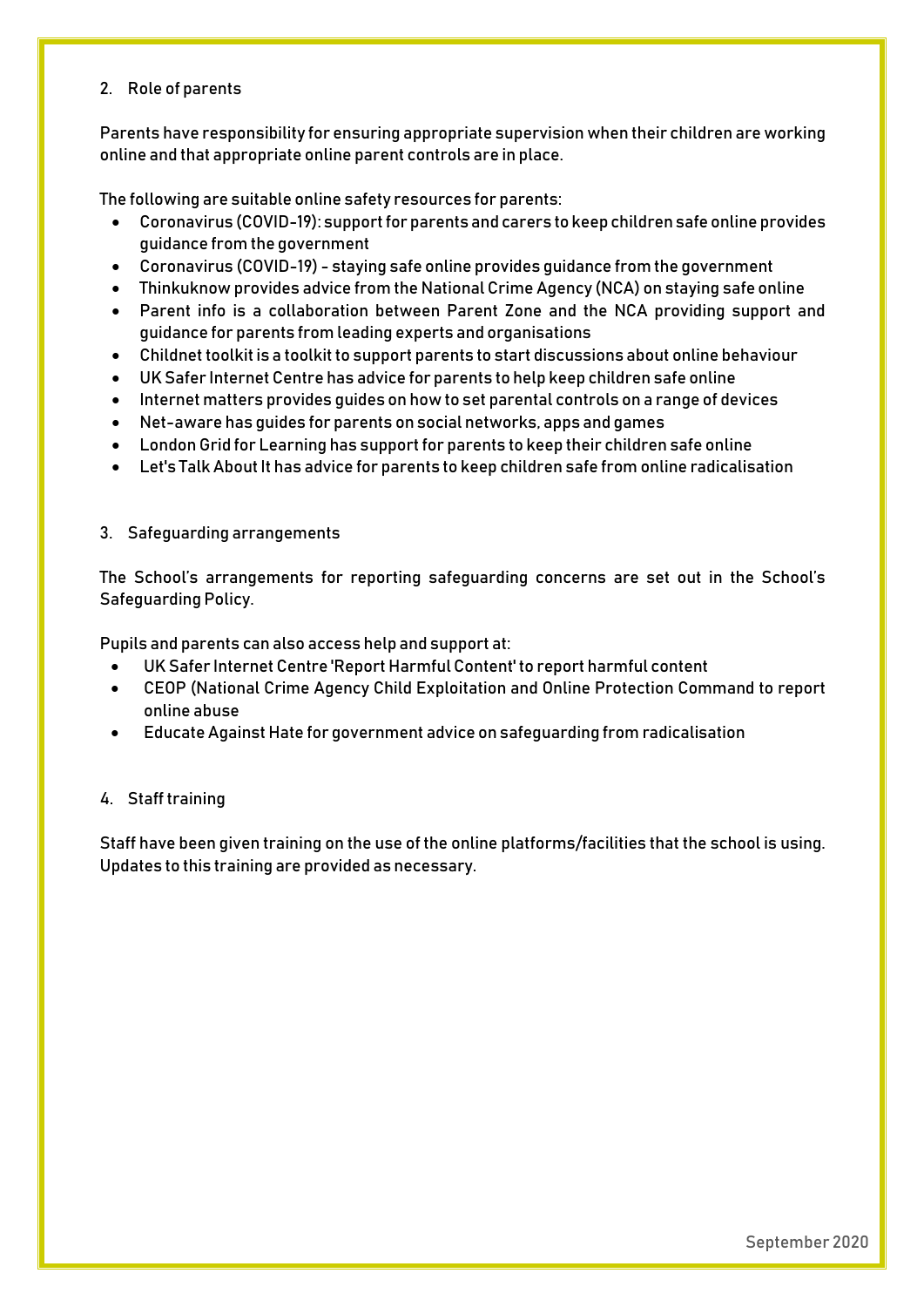## 2. Role of parents

Parents have responsibility for ensuring appropriate supervision when their children are working online and that appropriate online parent controls are in place.

The following are suitable online safety resources for parents:

- Coronavirus (COVID-19): support for parents and carers to keep children safe online provides guidance from the government
- Coronavirus (COVID-19) - staying safe online provides guidance from the government
- Thinkuknow provides advice from the National Crime Agency (NCA) on staying safe online
- Parent info is a collaboration between Parent Zone and the NCA providing support and guidance for parents from leading experts and organisations
- Childnet toolkit is a toolkit to support parents to start discussions about online behaviour
- UK Safer Internet Centre has advice for parents to help keep children safe online
- Internet matters provides guides on how to set parental controls on a range of devices
- Net-aware has guides for parents on social networks, apps and games
- London Grid for Learning has support for parents to keep their children safe online
- Let's Talk About It has advice for parents to keep children safe from online radicalisation

## 3. Safeguarding arrangements

The School's arrangements for reporting safeguarding concerns are set out in the School's Safeguarding Policy.

Pupils and parents can also access help and support at:

- UK Safer Internet Centre 'Report Harmful Content' to report harmful content
- CEOP (National Crime Agency Child Exploitation and Online Protection Command to report online abuse
- Educate Against Hate for government advice on safeguarding from radicalisation

## 4. Staff training

Staff have been given training on the use of the online platforms/facilities that the school is using. Updates to this training are provided as necessary.

September 2020